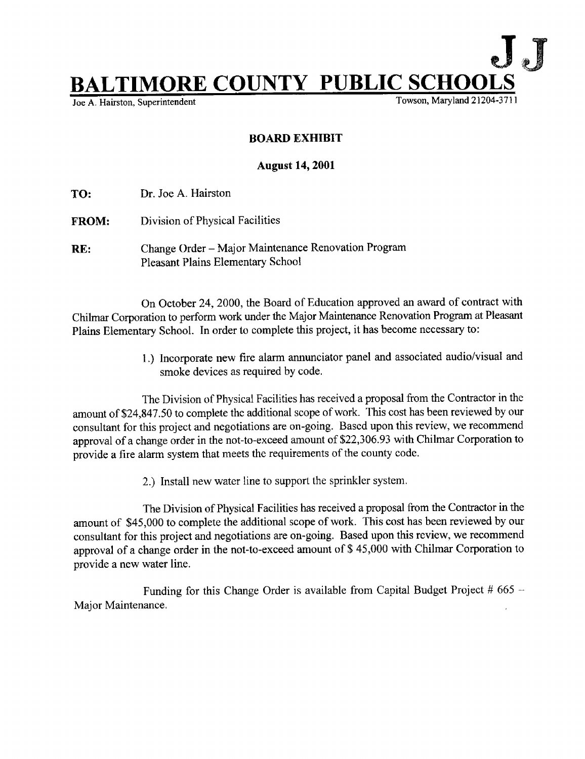J J

# BALTIMORE COUNTY PUBLIC SCHOOLS

Joe A. Hairston, Superintendent　　　　　　　　　　　　　　　　Towson, Maryland 21204-3711

**BOARD EXHIBIT**

**August 14, 2001**

**TO:** Dr. Joe A. Hairston

**FROM:** Division of Physical Facilities

**RE:** Change Order – Major Maintenance Renovation Program
Pleasant Plains Elementary School

On October 24, 2000, the Board of Education approved an award of contract with Chilmar Corporation to perform work under the Major Maintenance Renovation Program at Pleasant Plains Elementary School. In order to complete this project, it has become necessary to:

1.) Incorporate new fire alarm annunciator panel and associated audio/visual and smoke devices as required by code.

The Division of Physical Facilities has received a proposal from the Contractor in the amount of $24,847.50 to complete the additional scope of work. This cost has been reviewed by our consultant for this project and negotiations are on-going. Based upon this review, we recommend approval of a change order in the not-to-exceed amount of $22,306.93 with Chilmar Corporation to provide a fire alarm system that meets the requirements of the county code.

2.) Install new water line to support the sprinkler system.

The Division of Physical Facilities has received a proposal from the Contractor in the amount of $45,000 to complete the additional scope of work. This cost has been reviewed by our consultant for this project and negotiations are on-going. Based upon this review, we recommend approval of a change order in the not-to-exceed amount of $ 45,000 with Chilmar Corporation to provide a new water line.

Funding for this Change Order is available from Capital Budget Project # 665 – Major Maintenance.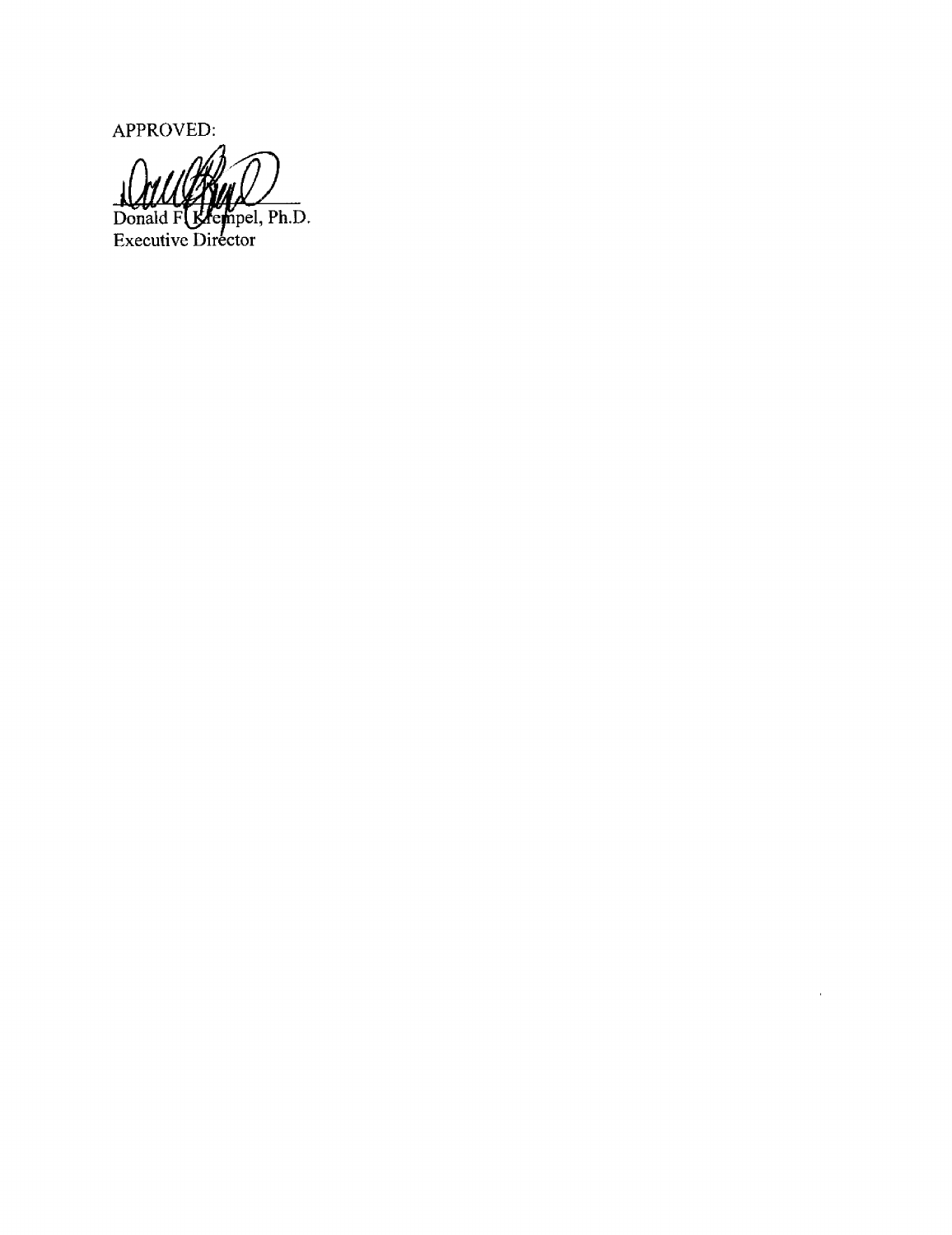APPROVED:

Donald F. Krempel, Ph.D.
Executive Director